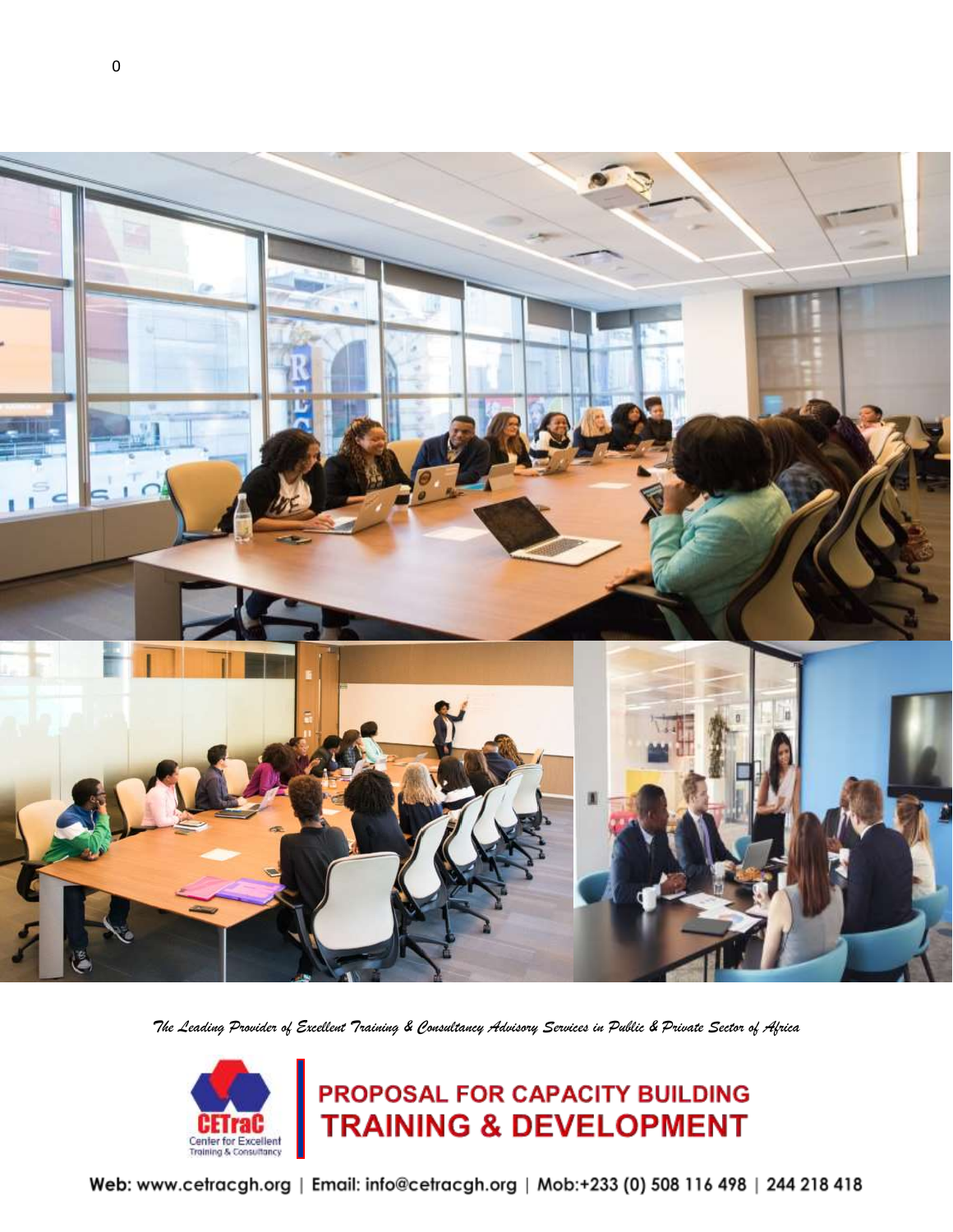*The Leading Provider of Excellent Training & Consultancy Advisory Services in Public & Private Sector of Africa*

CETraC
Center for Excellent Training & Consultancy

# PROPOSAL FOR CAPACITY BUILDING TRAINING & DEVELOPMENT

Web: www.cetracgh.org | Email: info@cetracgh.org | Mob:+233 (0) 508 116 498 | 244 218 418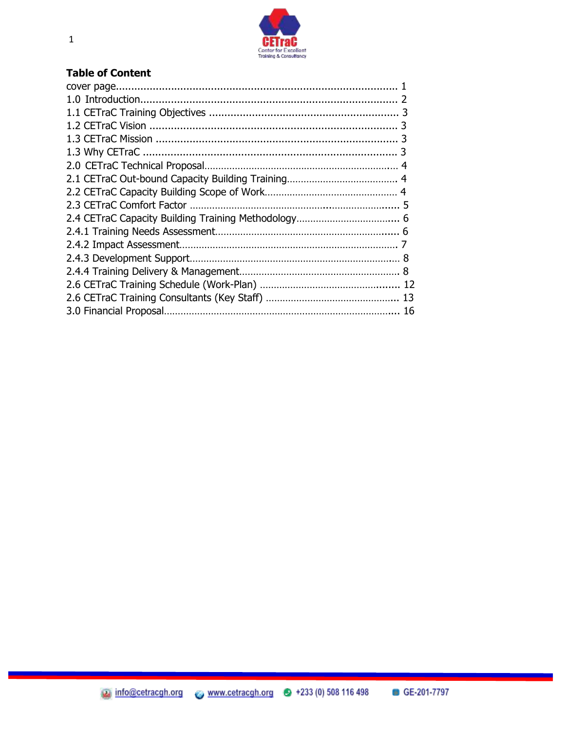## Table of Content

cover page........................................................................................... 1
1.0 Introduction.................................................................................... 2
1.1 CETraC Training Objectives .............................................................. 3
1.2 CETraC Vision ................................................................................ 3
1.3 CETraC Mission .............................................................................. 3
1.3 Why CETraC .................................................................................. 3
2.0 CETraC Technical Proposal.................................................................... 4
2.1 CETraC Out-bound Capacity Building Training....................................... 4
2.2 CETraC Capacity Building Scope of Work............................................... 4
2.3 CETraC Comfort Factor ........................................................................ 5
2.4 CETraC Capacity Building Training Methodology.................................... 6
2.4.1 Training Needs Assessment.................................................................. 6
2.4.2 Impact Assessment.............................................................................. 7
2.4.3 Development Support........................................................................... 8
2.4.4 Training Delivery & Management......................................................... 8
2.6 CETraC Training Schedule (Work-Plan) .................................................. 12
2.6 CETraC Training Consultants (Key Staff) ................................................ 13
3.0 Financial Proposal.................................................................................... 16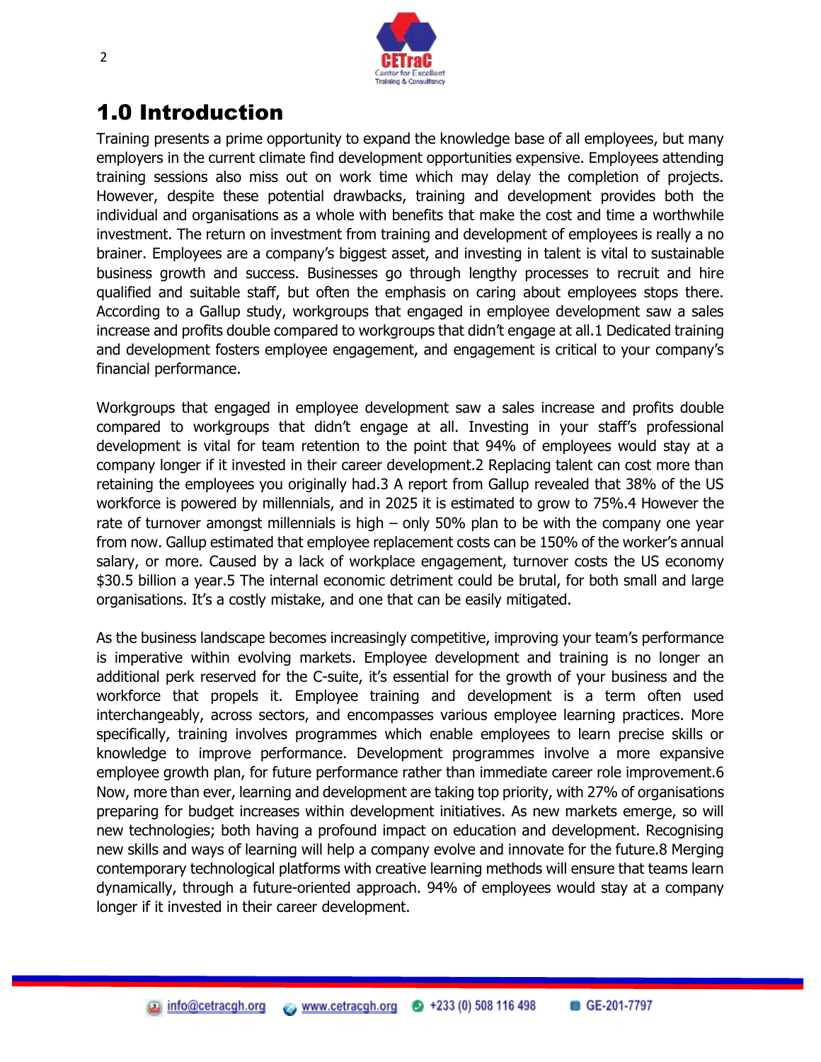# 1.0 Introduction

Training presents a prime opportunity to expand the knowledge base of all employees, but many employers in the current climate find development opportunities expensive. Employees attending training sessions also miss out on work time which may delay the completion of projects. However, despite these potential drawbacks, training and development provides both the individual and organisations as a whole with benefits that make the cost and time a worthwhile investment. The return on investment from training and development of employees is really a no brainer. Employees are a company's biggest asset, and investing in talent is vital to sustainable business growth and success. Businesses go through lengthy processes to recruit and hire qualified and suitable staff, but often the emphasis on caring about employees stops there. According to a Gallup study, workgroups that engaged in employee development saw a sales increase and profits double compared to workgroups that didn't engage at all.[1] Dedicated training and development fosters employee engagement, and engagement is critical to your company's financial performance.

Workgroups that engaged in employee development saw a sales increase and profits double compared to workgroups that didn't engage at all. Investing in your staff's professional development is vital for team retention to the point that 94% of employees would stay at a company longer if it invested in their career development.[2] Replacing talent can cost more than retaining the employees you originally had.[3] A report from Gallup revealed that 38% of the US workforce is powered by millennials, and in 2025 it is estimated to grow to 75%.[4] However the rate of turnover amongst millennials is high – only 50% plan to be with the company one year from now. Gallup estimated that employee replacement costs can be 150% of the worker's annual salary, or more. Caused by a lack of workplace engagement, turnover costs the US economy $30.5 billion a year.[5] The internal economic detriment could be brutal, for both small and large organisations. It's a costly mistake, and one that can be easily mitigated.

As the business landscape becomes increasingly competitive, improving your team's performance is imperative within evolving markets. Employee development and training is no longer an additional perk reserved for the C-suite, it's essential for the growth of your business and the workforce that propels it. Employee training and development is a term often used interchangeably, across sectors, and encompasses various employee learning practices. More specifically, training involves programmes which enable employees to learn precise skills or knowledge to improve performance. Development programmes involve a more expansive employee growth plan, for future performance rather than immediate career role improvement.[6] Now, more than ever, learning and development are taking top priority, with 27% of organisations preparing for budget increases within development initiatives. As new markets emerge, so will new technologies; both having a profound impact on education and development. Recognising new skills and ways of learning will help a company evolve and innovate for the future.[8] Merging contemporary technological platforms with creative learning methods will ensure that teams learn dynamically, through a future-oriented approach. 94% of employees would stay at a company longer if it invested in their career development.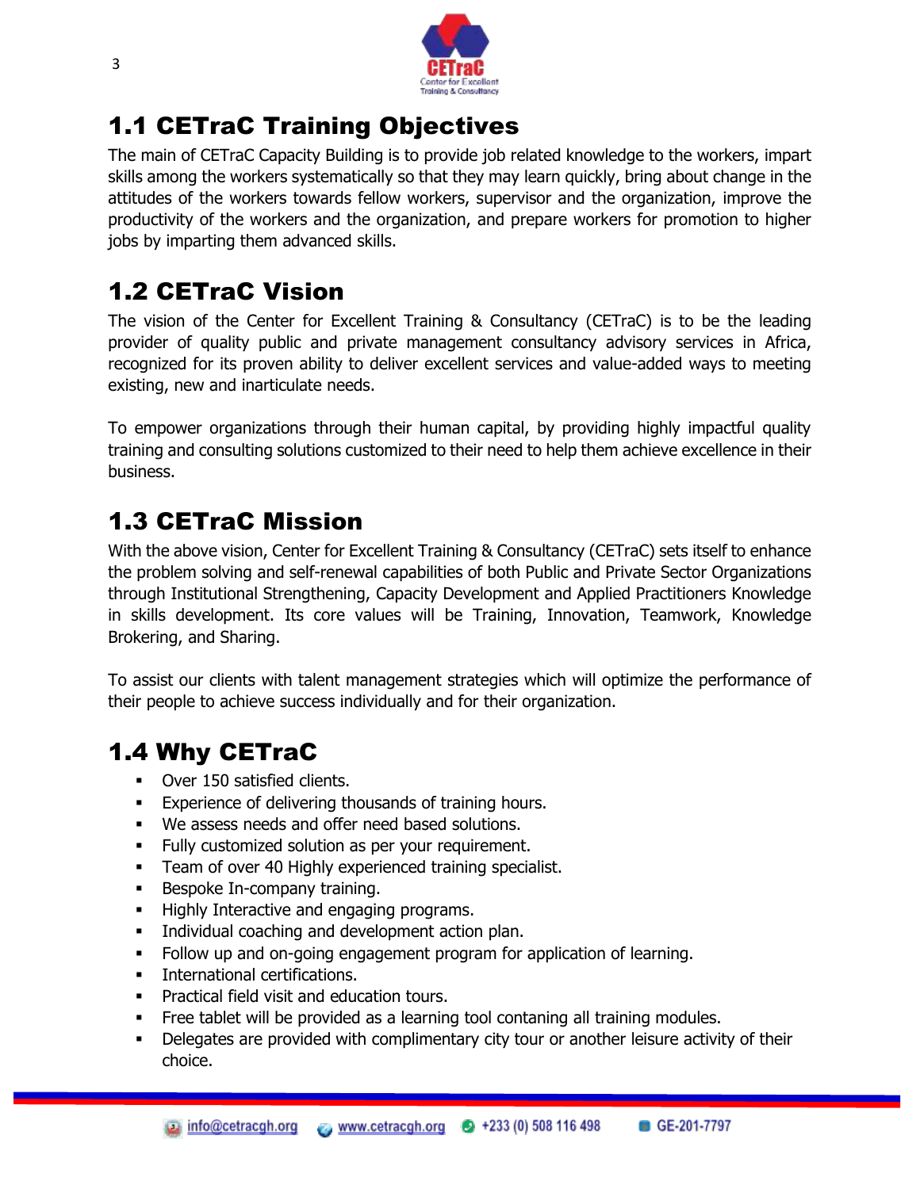## 1.1 CETraC Training Objectives

The main of CETraC Capacity Building is to provide job related knowledge to the workers, impart skills among the workers systematically so that they may learn quickly, bring about change in the attitudes of the workers towards fellow workers, supervisor and the organization, improve the productivity of the workers and the organization, and prepare workers for promotion to higher jobs by imparting them advanced skills.

## 1.2 CETraC Vision

The vision of the Center for Excellent Training & Consultancy (CETraC) is to be the leading provider of quality public and private management consultancy advisory services in Africa, recognized for its proven ability to deliver excellent services and value-added ways to meeting existing, new and inarticulate needs.

To empower organizations through their human capital, by providing highly impactful quality training and consulting solutions customized to their need to help them achieve excellence in their business.

## 1.3 CETraC Mission

With the above vision, Center for Excellent Training & Consultancy (CETraC) sets itself to enhance the problem solving and self-renewal capabilities of both Public and Private Sector Organizations through Institutional Strengthening, Capacity Development and Applied Practitioners Knowledge in skills development. Its core values will be Training, Innovation, Teamwork, Knowledge Brokering, and Sharing.

To assist our clients with talent management strategies which will optimize the performance of their people to achieve success individually and for their organization.

## 1.4 Why CETraC

- Over 150 satisfied clients.
- Experience of delivering thousands of training hours.
- We assess needs and offer need based solutions.
- Fully customized solution as per your requirement.
- Team of over 40 Highly experienced training specialist.
- Bespoke In-company training.
- Highly Interactive and engaging programs.
- Individual coaching and development action plan.
- Follow up and on-going engagement program for application of learning.
- International certifications.
- Practical field visit and education tours.
- Free tablet will be provided as a learning tool contaning all training modules.
- Delegates are provided with complimentary city tour or another leisure activity of their choice.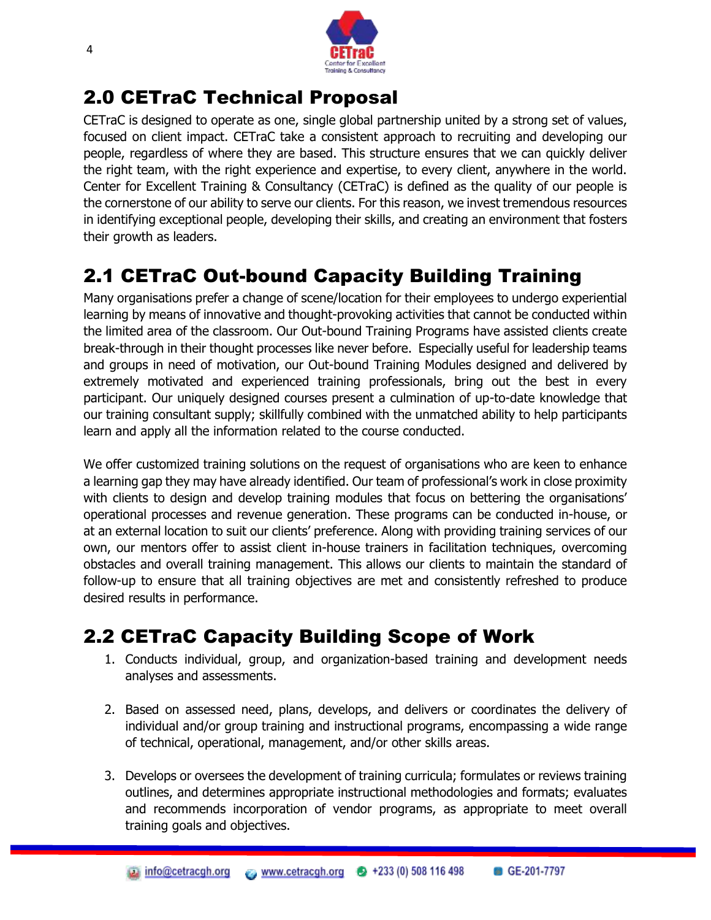## 2.0 CETraC Technical Proposal

CETraC is designed to operate as one, single global partnership united by a strong set of values, focused on client impact. CETraC take a consistent approach to recruiting and developing our people, regardless of where they are based. This structure ensures that we can quickly deliver the right team, with the right experience and expertise, to every client, anywhere in the world. Center for Excellent Training & Consultancy (CETraC) is defined as the quality of our people is the cornerstone of our ability to serve our clients. For this reason, we invest tremendous resources in identifying exceptional people, developing their skills, and creating an environment that fosters their growth as leaders.

## 2.1 CETraC Out-bound Capacity Building Training

Many organisations prefer a change of scene/location for their employees to undergo experiential learning by means of innovative and thought-provoking activities that cannot be conducted within the limited area of the classroom. Our Out-bound Training Programs have assisted clients create break-through in their thought processes like never before. Especially useful for leadership teams and groups in need of motivation, our Out-bound Training Modules designed and delivered by extremely motivated and experienced training professionals, bring out the best in every participant. Our uniquely designed courses present a culmination of up-to-date knowledge that our training consultant supply; skillfully combined with the unmatched ability to help participants learn and apply all the information related to the course conducted.

We offer customized training solutions on the request of organisations who are keen to enhance a learning gap they may have already identified. Our team of professional's work in close proximity with clients to design and develop training modules that focus on bettering the organisations' operational processes and revenue generation. These programs can be conducted in-house, or at an external location to suit our clients' preference. Along with providing training services of our own, our mentors offer to assist client in-house trainers in facilitation techniques, overcoming obstacles and overall training management. This allows our clients to maintain the standard of follow-up to ensure that all training objectives are met and consistently refreshed to produce desired results in performance.

## 2.2 CETraC Capacity Building Scope of Work

1. Conducts individual, group, and organization-based training and development needs analyses and assessments.

2. Based on assessed need, plans, develops, and delivers or coordinates the delivery of individual and/or group training and instructional programs, encompassing a wide range of technical, operational, management, and/or other skills areas.

3. Develops or oversees the development of training curricula; formulates or reviews training outlines, and determines appropriate instructional methodologies and formats; evaluates and recommends incorporation of vendor programs, as appropriate to meet overall training goals and objectives.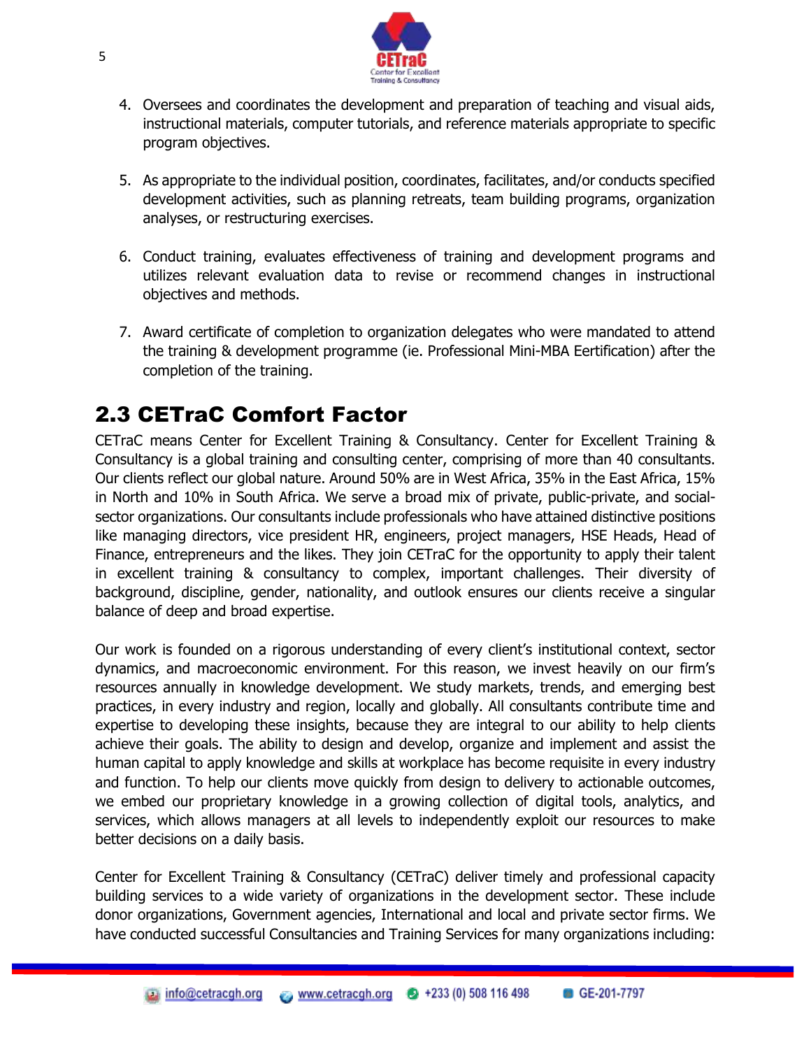4. Oversees and coordinates the development and preparation of teaching and visual aids, instructional materials, computer tutorials, and reference materials appropriate to specific program objectives.

5. As appropriate to the individual position, coordinates, facilitates, and/or conducts specified development activities, such as planning retreats, team building programs, organization analyses, or restructuring exercises.

6. Conduct training, evaluates effectiveness of training and development programs and utilizes relevant evaluation data to revise or recommend changes in instructional objectives and methods.

7. Award certificate of completion to organization delegates who were mandated to attend the training & development programme (ie. Professional Mini-MBA Eertification) after the completion of the training.

## 2.3 CETraC Comfort Factor

CETraC means Center for Excellent Training & Consultancy. Center for Excellent Training & Consultancy is a global training and consulting center, comprising of more than 40 consultants. Our clients reflect our global nature. Around 50% are in West Africa, 35% in the East Africa, 15% in North and 10% in South Africa. We serve a broad mix of private, public-private, and social-sector organizations. Our consultants include professionals who have attained distinctive positions like managing directors, vice president HR, engineers, project managers, HSE Heads, Head of Finance, entrepreneurs and the likes. They join CETraC for the opportunity to apply their talent in excellent training & consultancy to complex, important challenges. Their diversity of background, discipline, gender, nationality, and outlook ensures our clients receive a singular balance of deep and broad expertise.

Our work is founded on a rigorous understanding of every client's institutional context, sector dynamics, and macroeconomic environment. For this reason, we invest heavily on our firm's resources annually in knowledge development. We study markets, trends, and emerging best practices, in every industry and region, locally and globally. All consultants contribute time and expertise to developing these insights, because they are integral to our ability to help clients achieve their goals. The ability to design and develop, organize and implement and assist the human capital to apply knowledge and skills at workplace has become requisite in every industry and function. To help our clients move quickly from design to delivery to actionable outcomes, we embed our proprietary knowledge in a growing collection of digital tools, analytics, and services, which allows managers at all levels to independently exploit our resources to make better decisions on a daily basis.

Center for Excellent Training & Consultancy (CETraC) deliver timely and professional capacity building services to a wide variety of organizations in the development sector. These include donor organizations, Government agencies, International and local and private sector firms. We have conducted successful Consultancies and Training Services for many organizations including: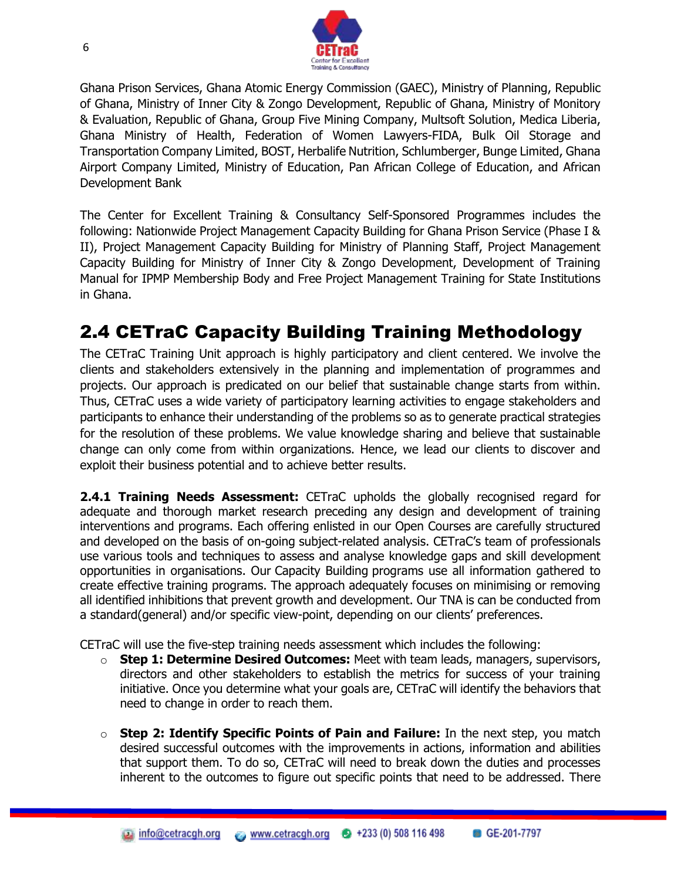Ghana Prison Services, Ghana Atomic Energy Commission (GAEC), Ministry of Planning, Republic of Ghana, Ministry of Inner City & Zongo Development, Republic of Ghana, Ministry of Monitory & Evaluation, Republic of Ghana, Group Five Mining Company, Multsoft Solution, Medica Liberia, Ghana Ministry of Health, Federation of Women Lawyers-FIDA, Bulk Oil Storage and Transportation Company Limited, BOST, Herbalife Nutrition, Schlumberger, Bunge Limited, Ghana Airport Company Limited, Ministry of Education, Pan African College of Education, and African Development Bank

The Center for Excellent Training & Consultancy Self-Sponsored Programmes includes the following: Nationwide Project Management Capacity Building for Ghana Prison Service (Phase I & II), Project Management Capacity Building for Ministry of Planning Staff, Project Management Capacity Building for Ministry of Inner City & Zongo Development, Development of Training Manual for IPMP Membership Body and Free Project Management Training for State Institutions in Ghana.

## 2.4 CETraC Capacity Building Training Methodology

The CETraC Training Unit approach is highly participatory and client centered. We involve the clients and stakeholders extensively in the planning and implementation of programmes and projects. Our approach is predicated on our belief that sustainable change starts from within. Thus, CETraC uses a wide variety of participatory learning activities to engage stakeholders and participants to enhance their understanding of the problems so as to generate practical strategies for the resolution of these problems. We value knowledge sharing and believe that sustainable change can only come from within organizations. Hence, we lead our clients to discover and exploit their business potential and to achieve better results.

**2.4.1 Training Needs Assessment:** CETraC upholds the globally recognised regard for adequate and thorough market research preceding any design and development of training interventions and programs. Each offering enlisted in our Open Courses are carefully structured and developed on the basis of on-going subject-related analysis. CETraC's team of professionals use various tools and techniques to assess and analyse knowledge gaps and skill development opportunities in organisations. Our Capacity Building programs use all information gathered to create effective training programs. The approach adequately focuses on minimising or removing all identified inhibitions that prevent growth and development. Our TNA is can be conducted from a standard(general) and/or specific view-point, depending on our clients' preferences.

CETraC will use the five-step training needs assessment which includes the following:

- **Step 1: Determine Desired Outcomes:** Meet with team leads, managers, supervisors, directors and other stakeholders to establish the metrics for success of your training initiative. Once you determine what your goals are, CETraC will identify the behaviors that need to change in order to reach them.

- **Step 2: Identify Specific Points of Pain and Failure:** In the next step, you match desired successful outcomes with the improvements in actions, information and abilities that support them. To do so, CETraC will need to break down the duties and processes inherent to the outcomes to figure out specific points that need to be addressed. There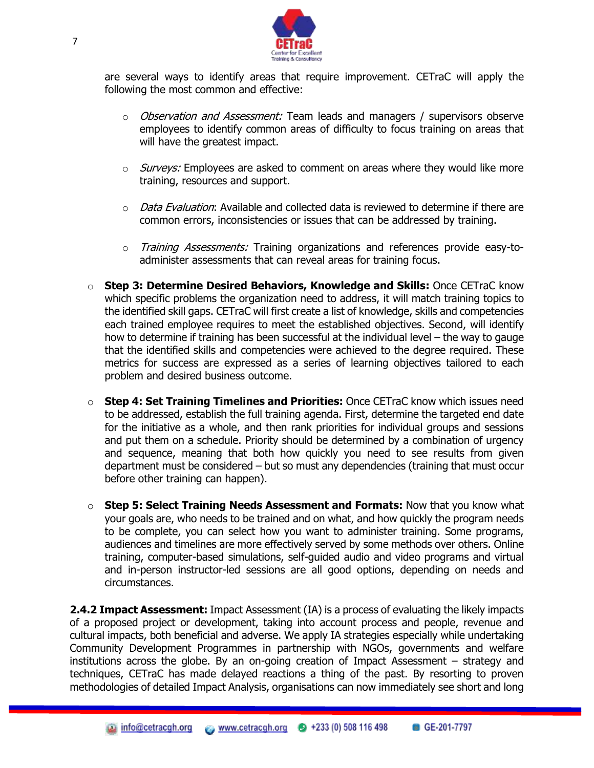are several ways to identify areas that require improvement. CETraC will apply the following the most common and effective:

- *Observation and Assessment:* Team leads and managers / supervisors observe employees to identify common areas of difficulty to focus training on areas that will have the greatest impact.

- *Surveys:* Employees are asked to comment on areas where they would like more training, resources and support.

- *Data Evaluation*: Available and collected data is reviewed to determine if there are common errors, inconsistencies or issues that can be addressed by training.

- *Training Assessments:* Training organizations and references provide easy-to-administer assessments that can reveal areas for training focus.

- **Step 3: Determine Desired Behaviors, Knowledge and Skills:** Once CETraC know which specific problems the organization need to address, it will match training topics to the identified skill gaps. CETraC will first create a list of knowledge, skills and competencies each trained employee requires to meet the established objectives. Second, will identify how to determine if training has been successful at the individual level – the way to gauge that the identified skills and competencies were achieved to the degree required. These metrics for success are expressed as a series of learning objectives tailored to each problem and desired business outcome.

- **Step 4: Set Training Timelines and Priorities:** Once CETraC know which issues need to be addressed, establish the full training agenda. First, determine the targeted end date for the initiative as a whole, and then rank priorities for individual groups and sessions and put them on a schedule. Priority should be determined by a combination of urgency and sequence, meaning that both how quickly you need to see results from given department must be considered – but so must any dependencies (training that must occur before other training can happen).

- **Step 5: Select Training Needs Assessment and Formats:** Now that you know what your goals are, who needs to be trained and on what, and how quickly the program needs to be complete, you can select how you want to administer training. Some programs, audiences and timelines are more effectively served by some methods over others. Online training, computer-based simulations, self-guided audio and video programs and virtual and in-person instructor-led sessions are all good options, depending on needs and circumstances.

**2.4.2 Impact Assessment:** Impact Assessment (IA) is a process of evaluating the likely impacts of a proposed project or development, taking into account process and people, revenue and cultural impacts, both beneficial and adverse. We apply IA strategies especially while undertaking Community Development Programmes in partnership with NGOs, governments and welfare institutions across the globe. By an on-going creation of Impact Assessment – strategy and techniques, CETraC has made delayed reactions a thing of the past. By resorting to proven methodologies of detailed Impact Analysis, organisations can now immediately see short and long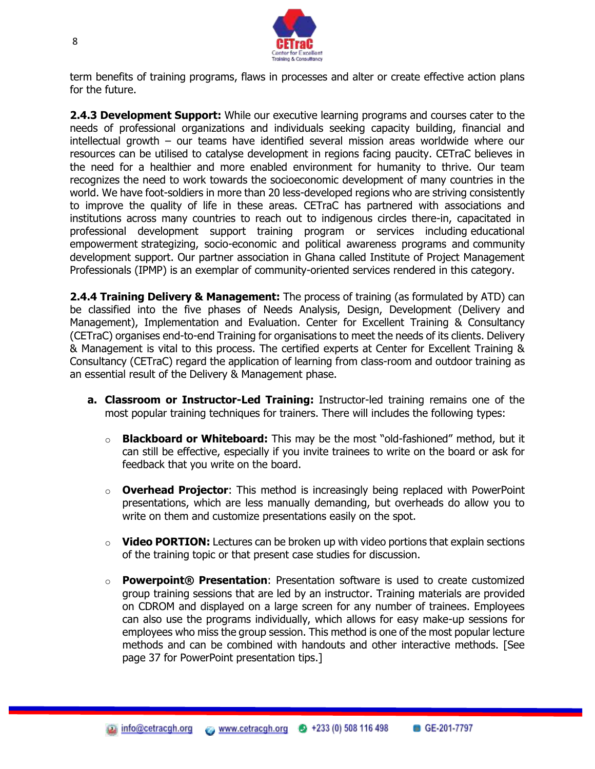term benefits of training programs, flaws in processes and alter or create effective action plans for the future.

**2.4.3 Development Support:** While our executive learning programs and courses cater to the needs of professional organizations and individuals seeking capacity building, financial and intellectual growth – our teams have identified several mission areas worldwide where our resources can be utilised to catalyse development in regions facing paucity. CETraC believes in the need for a healthier and more enabled environment for humanity to thrive. Our team recognizes the need to work towards the socioeconomic development of many countries in the world. We have foot-soldiers in more than 20 less-developed regions who are striving consistently to improve the quality of life in these areas. CETraC has partnered with associations and institutions across many countries to reach out to indigenous circles there-in, capacitated in professional development support training program or services including educational empowerment strategizing, socio-economic and political awareness programs and community development support. Our partner association in Ghana called Institute of Project Management Professionals (IPMP) is an exemplar of community-oriented services rendered in this category.

**2.4.4 Training Delivery & Management:** The process of training (as formulated by ATD) can be classified into the five phases of Needs Analysis, Design, Development (Delivery and Management), Implementation and Evaluation. Center for Excellent Training & Consultancy (CETraC) organises end-to-end Training for organisations to meet the needs of its clients. Delivery & Management is vital to this process. The certified experts at Center for Excellent Training & Consultancy (CETraC) regard the application of learning from class-room and outdoor training as an essential result of the Delivery & Management phase.

a. **Classroom or Instructor-Led Training:** Instructor-led training remains one of the most popular training techniques for trainers. There will includes the following types:

   - **Blackboard or Whiteboard:** This may be the most "old-fashioned" method, but it can still be effective, especially if you invite trainees to write on the board or ask for feedback that you write on the board.

   - **Overhead Projector**: This method is increasingly being replaced with PowerPoint presentations, which are less manually demanding, but overheads do allow you to write on them and customize presentations easily on the spot.

   - **Video PORTION:** Lectures can be broken up with video portions that explain sections of the training topic or that present case studies for discussion.

   - **Powerpoint® Presentation**: Presentation software is used to create customized group training sessions that are led by an instructor. Training materials are provided on CDROM and displayed on a large screen for any number of trainees. Employees can also use the programs individually, which allows for easy make-up sessions for employees who miss the group session. This method is one of the most popular lecture methods and can be combined with handouts and other interactive methods. [See page 37 for PowerPoint presentation tips.]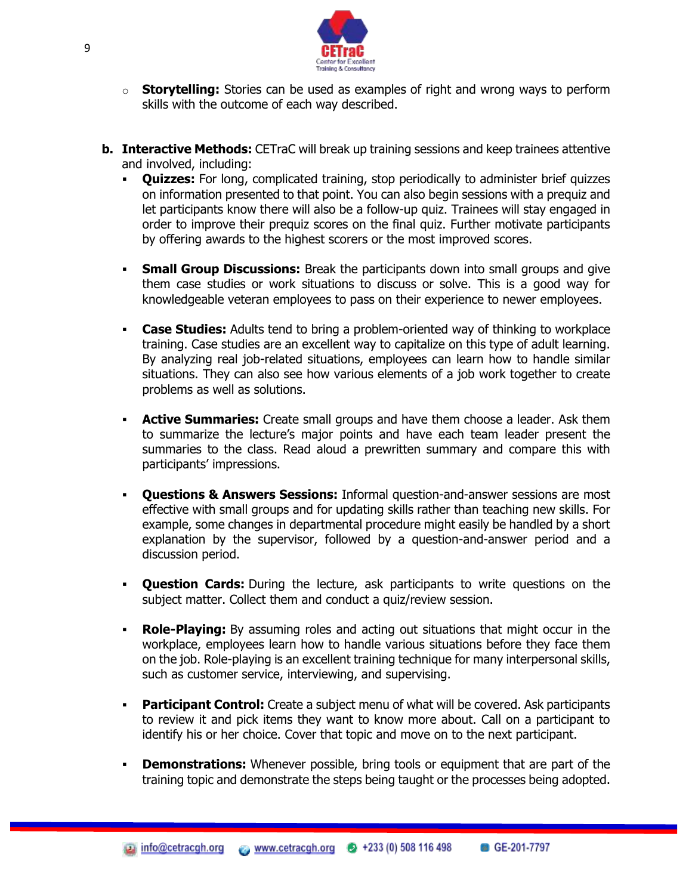- **Storytelling:** Stories can be used as examples of right and wrong ways to perform skills with the outcome of each way described.

**b. Interactive Methods:** CETraC will break up training sessions and keep trainees attentive and involved, including:

- **Quizzes:** For long, complicated training, stop periodically to administer brief quizzes on information presented to that point. You can also begin sessions with a prequiz and let participants know there will also be a follow-up quiz. Trainees will stay engaged in order to improve their prequiz scores on the final quiz. Further motivate participants by offering awards to the highest scorers or the most improved scores.

- **Small Group Discussions:** Break the participants down into small groups and give them case studies or work situations to discuss or solve. This is a good way for knowledgeable veteran employees to pass on their experience to newer employees.

- **Case Studies:** Adults tend to bring a problem-oriented way of thinking to workplace training. Case studies are an excellent way to capitalize on this type of adult learning. By analyzing real job-related situations, employees can learn how to handle similar situations. They can also see how various elements of a job work together to create problems as well as solutions.

- **Active Summaries:** Create small groups and have them choose a leader. Ask them to summarize the lecture's major points and have each team leader present the summaries to the class. Read aloud a prewritten summary and compare this with participants' impressions.

- **Questions & Answers Sessions:** Informal question-and-answer sessions are most effective with small groups and for updating skills rather than teaching new skills. For example, some changes in departmental procedure might easily be handled by a short explanation by the supervisor, followed by a question-and-answer period and a discussion period.

- **Question Cards:** During the lecture, ask participants to write questions on the subject matter. Collect them and conduct a quiz/review session.

- **Role-Playing:** By assuming roles and acting out situations that might occur in the workplace, employees learn how to handle various situations before they face them on the job. Role-playing is an excellent training technique for many interpersonal skills, such as customer service, interviewing, and supervising.

- **Participant Control:** Create a subject menu of what will be covered. Ask participants to review it and pick items they want to know more about. Call on a participant to identify his or her choice. Cover that topic and move on to the next participant.

- **Demonstrations:** Whenever possible, bring tools or equipment that are part of the training topic and demonstrate the steps being taught or the processes being adopted.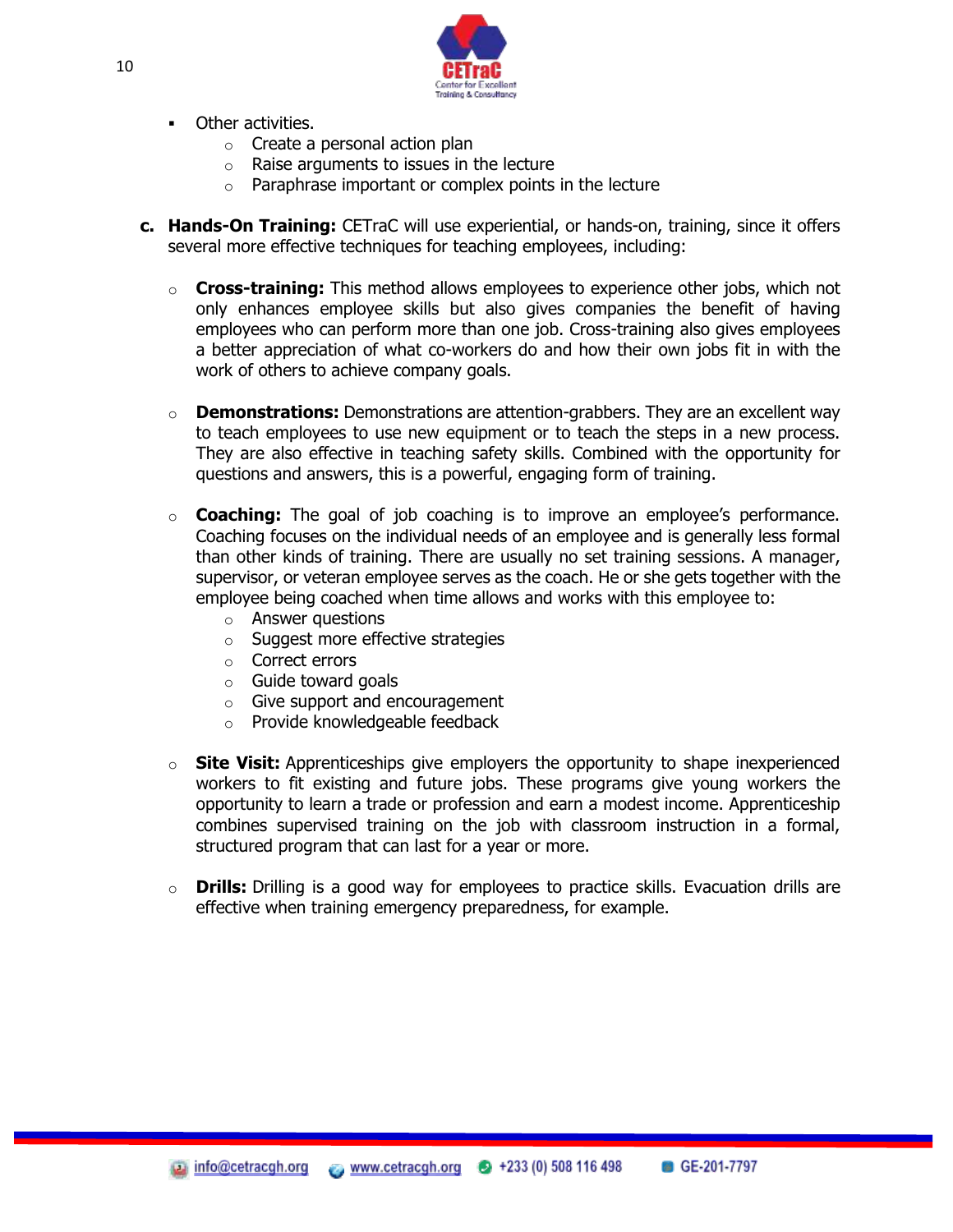- Other activities.
    - Create a personal action plan
    - Raise arguments to issues in the lecture
    - Paraphrase important or complex points in the lecture

c. **Hands-On Training:** CETraC will use experiential, or hands-on, training, since it offers several more effective techniques for teaching employees, including:

- **Cross-training:** This method allows employees to experience other jobs, which not only enhances employee skills but also gives companies the benefit of having employees who can perform more than one job. Cross-training also gives employees a better appreciation of what co-workers do and how their own jobs fit in with the work of others to achieve company goals.

- **Demonstrations:** Demonstrations are attention-grabbers. They are an excellent way to teach employees to use new equipment or to teach the steps in a new process. They are also effective in teaching safety skills. Combined with the opportunity for questions and answers, this is a powerful, engaging form of training.

- **Coaching:** The goal of job coaching is to improve an employee's performance. Coaching focuses on the individual needs of an employee and is generally less formal than other kinds of training. There are usually no set training sessions. A manager, supervisor, or veteran employee serves as the coach. He or she gets together with the employee being coached when time allows and works with this employee to:
    - Answer questions
    - Suggest more effective strategies
    - Correct errors
    - Guide toward goals
    - Give support and encouragement
    - Provide knowledgeable feedback

- **Site Visit:** Apprenticeships give employers the opportunity to shape inexperienced workers to fit existing and future jobs. These programs give young workers the opportunity to learn a trade or profession and earn a modest income. Apprenticeship combines supervised training on the job with classroom instruction in a formal, structured program that can last for a year or more.

- **Drills:** Drilling is a good way for employees to practice skills. Evacuation drills are effective when training emergency preparedness, for example.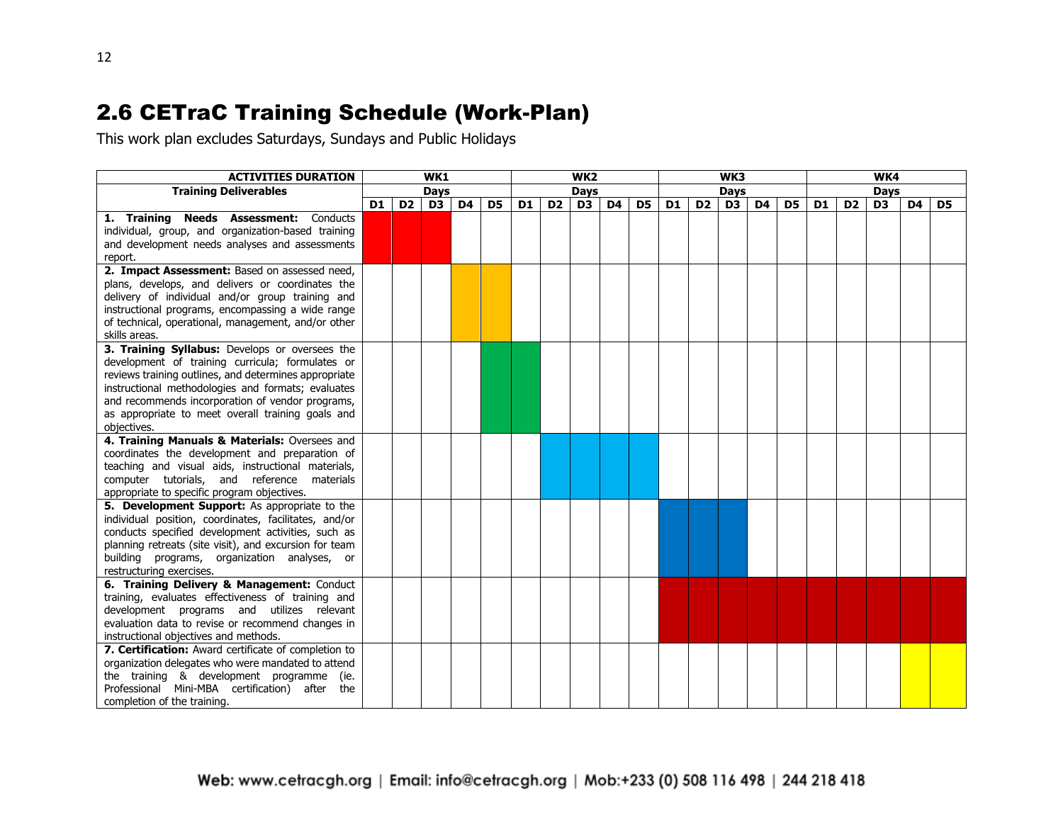## 2.6 CETraC Training Schedule (Work-Plan)

This work plan excludes Saturdays, Sundays and Public Holidays

| ACTIVITIES DURATION | WK1 | | | | | WK2 | | | | | WK3 | | | | | WK4 | | | | |
|---|---|---|---|---|---|---|---|---|---|---|---|---|---|---|---|---|---|---|---|---|
| **Training Deliverables** | **Days** | | | | | **Days** | | | | | **Days** | | | | | **Days** | | | | |
| | **D1** | **D2** | **D3** | **D4** | **D5** | **D1** | **D2** | **D3** | **D4** | **D5** | **D1** | **D2** | **D3** | **D4** | **D5** | **D1** | **D2** | **D3** | **D4** | **D5** |
| **1. Training Needs Assessment:** Conducts individual, group, and organization-based training and development needs analyses and assessments report. | ■ | ■ | ■ | | | | | | | | | | | | | | | | | |
| **2. Impact Assessment:** Based on assessed need, plans, develops, and delivers or coordinates the delivery of individual and/or group training and instructional programs, encompassing a wide range of technical, operational, management, and/or other skills areas. | | | | ■ | ■ | | | | | | | | | | | | | | | |
| **3. Training Syllabus:** Develops or oversees the development of training curricula; formulates or reviews training outlines, and determines appropriate instructional methodologies and formats; evaluates and recommends incorporation of vendor programs, as appropriate to meet overall training goals and objectives. | | | | | ■ | ■ | | | | | | | | | | | | | | |
| **4. Training Manuals & Materials:** Oversees and coordinates the development and preparation of teaching and visual aids, instructional materials, computer tutorials, and reference materials appropriate to specific program objectives. | | | | | | | ■ | ■ | ■ | ■ | | | | | | | | | | |
| **5. Development Support:** As appropriate to the individual position, coordinates, facilitates, and/or conducts specified development activities, such as planning retreats (site visit), and excursion for team building programs, organization analyses, or restructuring exercises. | | | | | | | | | | | ■ | ■ | ■ | | | | | | | |
| **6. Training Delivery & Management:** Conduct training, evaluates effectiveness of training and development programs and utilizes relevant evaluation data to revise or recommend changes in instructional objectives and methods. | | | | | | | | | | | ■ | ■ | ■ | ■ | ■ | ■ | ■ | ■ | ■ | ■ |
| **7. Certification:** Award certificate of completion to organization delegates who were mandated to attend the training & development programme (ie. Professional Mini-MBA certification) after the completion of the training. | | | | | | | | | | | | | | | | | | | ■ | ■ |

Web: www.cetracgh.org | Email: info@cetracgh.org | Mob:+233 (0) 508 116 498 | 244 218 418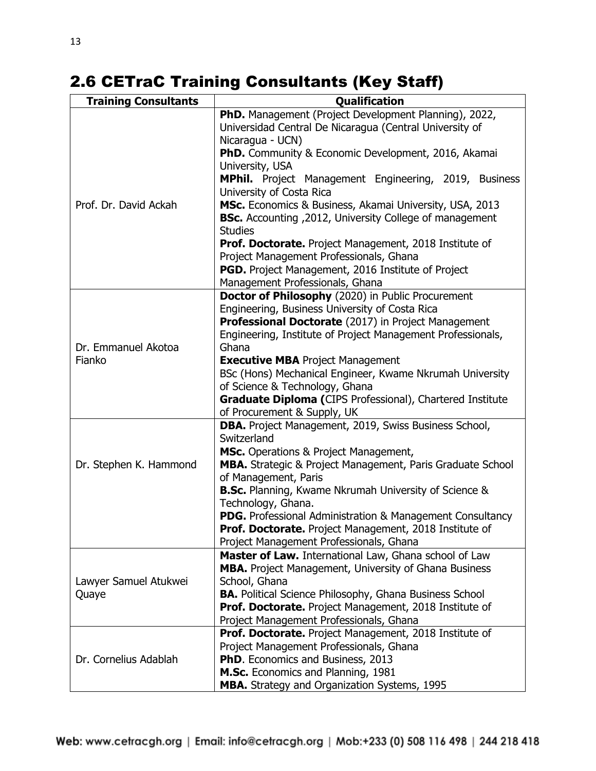## 2.6 CETraC Training Consultants (Key Staff)

| Training Consultants | Qualification |
|---|---|
| Prof. Dr. David Ackah | **PhD.** Management (Project Development Planning), 2022, Universidad Central De Nicaragua (Central University of Nicaragua - UCN)<br>**PhD.** Community & Economic Development, 2016, Akamai University, USA<br>**MPhil.** Project Management Engineering, 2019, Business University of Costa Rica<br>**MSc.** Economics & Business, Akamai University, USA, 2013<br>**BSc.** Accounting ,2012, University College of management Studies<br>**Prof. Doctorate.** Project Management, 2018 Institute of Project Management Professionals, Ghana<br>**PGD.** Project Management, 2016 Institute of Project Management Professionals, Ghana |
| Dr. Emmanuel Akotoa Fianko | **Doctor of Philosophy** (2020) in Public Procurement Engineering, Business University of Costa Rica<br>**Professional Doctorate** (2017) in Project Management Engineering, Institute of Project Management Professionals, Ghana<br>**Executive MBA** Project Management<br>BSc (Hons) Mechanical Engineer, Kwame Nkrumah University of Science & Technology, Ghana<br>**Graduate Diploma (**CIPS Professional), Chartered Institute of Procurement & Supply, UK |
| Dr. Stephen K. Hammond | **DBA.** Project Management, 2019, Swiss Business School, Switzerland<br>**MSc.** Operations & Project Management,<br>**MBA.** Strategic & Project Management, Paris Graduate School of Management, Paris<br>**B.Sc.** Planning, Kwame Nkrumah University of Science & Technology, Ghana.<br>**PDG.** Professional Administration & Management Consultancy<br>**Prof. Doctorate.** Project Management, 2018 Institute of Project Management Professionals, Ghana |
| Lawyer Samuel Atukwei Quaye | **Master of Law.** International Law, Ghana school of Law<br>**MBA.** Project Management, University of Ghana Business School, Ghana<br>**BA.** Political Science Philosophy, Ghana Business School<br>**Prof. Doctorate.** Project Management, 2018 Institute of Project Management Professionals, Ghana |
| Dr. Cornelius Adablah | **Prof. Doctorate.** Project Management, 2018 Institute of Project Management Professionals, Ghana<br>**PhD**. Economics and Business, 2013<br>**M.Sc.** Economics and Planning, 1981<br>**MBA.** Strategy and Organization Systems, 1995 |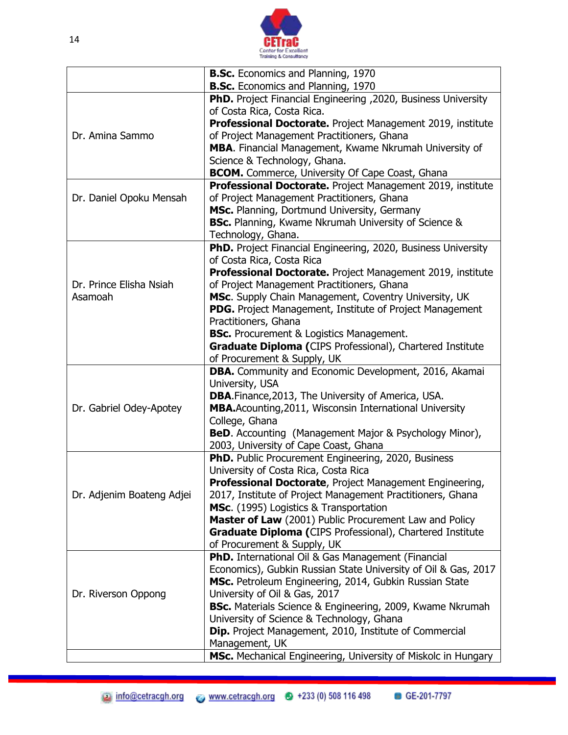| | |
|---|---|
| | **B.Sc.** Economics and Planning, 1970<br>**B.Sc.** Economics and Planning, 1970 |
| Dr. Amina Sammo | **PhD.** Project Financial Engineering ,2020, Business University of Costa Rica, Costa Rica.<br>**Professional Doctorate.** Project Management 2019, institute of Project Management Practitioners, Ghana<br>**MBA**. Financial Management, Kwame Nkrumah University of Science & Technology, Ghana.<br>**BCOM.** Commerce, University Of Cape Coast, Ghana |
| Dr. Daniel Opoku Mensah | **Professional Doctorate.** Project Management 2019, institute of Project Management Practitioners, Ghana<br>**MSc.** Planning, Dortmund University, Germany<br>**BSc.** Planning, Kwame Nkrumah University of Science & Technology, Ghana. |
| Dr. Prince Elisha Nsiah Asamoah | **PhD.** Project Financial Engineering, 2020, Business University of Costa Rica, Costa Rica<br>**Professional Doctorate.** Project Management 2019, institute of Project Management Practitioners, Ghana<br>**MSc**. Supply Chain Management, Coventry University, UK<br>**PDG.** Project Management, Institute of Project Management Practitioners, Ghana<br>**BSc.** Procurement & Logistics Management.<br>**Graduate Diploma (**CIPS Professional), Chartered Institute of Procurement & Supply, UK |
| Dr. Gabriel Odey-Apotey | **DBA.** Community and Economic Development, 2016, Akamai University, USA<br>**DBA**.Finance,2013, The University of America, USA.<br>**MBA.**Acounting,2011, Wisconsin International University College, Ghana<br>**BeD**. Accounting (Management Major & Psychology Minor), 2003, University of Cape Coast, Ghana |
| Dr. Adjenim Boateng Adjei | **PhD.** Public Procurement Engineering, 2020, Business University of Costa Rica, Costa Rica<br>**Professional Doctorate**, Project Management Engineering, 2017, Institute of Project Management Practitioners, Ghana<br>**MSc**. (1995) Logistics & Transportation<br>**Master of Law** (2001) Public Procurement Law and Policy<br>**Graduate Diploma (**CIPS Professional), Chartered Institute of Procurement & Supply, UK |
| Dr. Riverson Oppong | **PhD.** International Oil & Gas Management (Financial Economics), Gubkin Russian State University of Oil & Gas, 2017<br>**MSc.** Petroleum Engineering, 2014, Gubkin Russian State University of Oil & Gas, 2017<br>**BSc.** Materials Science & Engineering, 2009, Kwame Nkrumah University of Science & Technology, Ghana<br>**Dip.** Project Management, 2010, Institute of Commercial Management, UK |
| | **MSc.** Mechanical Engineering, University of Miskolc in Hungary |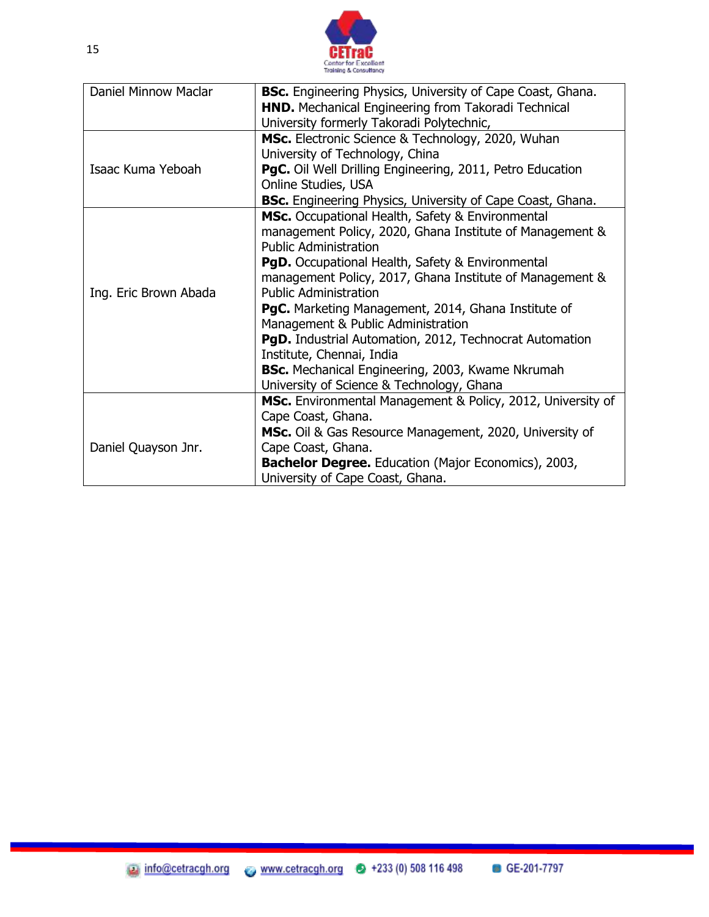| | |
|---|---|
| Daniel Minnow Maclar | **BSc.** Engineering Physics, University of Cape Coast, Ghana.<br>**HND.** Mechanical Engineering from Takoradi Technical University formerly Takoradi Polytechnic, |
| Isaac Kuma Yeboah | **MSc.** Electronic Science & Technology, 2020, Wuhan University of Technology, China<br>**PgC.** Oil Well Drilling Engineering, 2011, Petro Education Online Studies, USA<br>**BSc.** Engineering Physics, University of Cape Coast, Ghana. |
| Ing. Eric Brown Abada | **MSc.** Occupational Health, Safety & Environmental management Policy, 2020, Ghana Institute of Management & Public Administration<br>**PgD.** Occupational Health, Safety & Environmental management Policy, 2017, Ghana Institute of Management & Public Administration<br>**PgC.** Marketing Management, 2014, Ghana Institute of Management & Public Administration<br>**PgD.** Industrial Automation, 2012, Technocrat Automation Institute, Chennai, India<br>**BSc.** Mechanical Engineering, 2003, Kwame Nkrumah University of Science & Technology, Ghana |
| Daniel Quayson Jnr. | **MSc.** Environmental Management & Policy, 2012, University of Cape Coast, Ghana.<br>**MSc.** Oil & Gas Resource Management, 2020, University of Cape Coast, Ghana.<br>**Bachelor Degree.** Education (Major Economics), 2003, University of Cape Coast, Ghana. |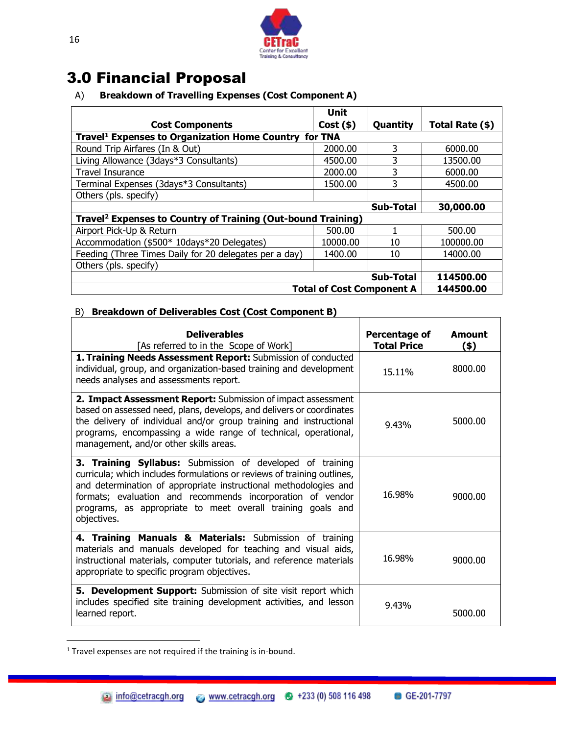# 3.0 Financial Proposal

A) **Breakdown of Travelling Expenses (Cost Component A)**

| Cost Components | Unit Cost ($) | Quantity | Total Rate ($) |
|---|---|---|---|
| **Travel[1] Expenses to Organization Home Country for TNA** | | | |
| Round Trip Airfares (In & Out) | 2000.00 | 3 | 6000.00 |
| Living Allowance (3days*3 Consultants) | 4500.00 | 3 | 13500.00 |
| Travel Insurance | 2000.00 | 3 | 6000.00 |
| Terminal Expenses (3days*3 Consultants) | 1500.00 | 3 | 4500.00 |
| Others (pls. specify) | | | |
| | | **Sub-Total** | **30,000.00** |
| **Travel[2] Expenses to Country of Training (Out-bound Training)** | | | |
| Airport Pick-Up & Return | 500.00 | 1 | 500.00 |
| Accommodation ($500* 10days*20 Delegates) | 10000.00 | 10 | 100000.00 |
| Feeding (Three Times Daily for 20 delegates per a day) | 1400.00 | 10 | 14000.00 |
| Others (pls. specify) | | | |
| | | **Sub-Total** | **114500.00** |
| | | **Total of Cost Component A** | **144500.00** |

B) **Breakdown of Deliverables Cost (Cost Component B)**

| **Deliverables** [As referred to in the Scope of Work] | **Percentage of Total Price** | **Amount ($)** |
|---|---|---|
| **1. Training Needs Assessment Report:** Submission of conducted individual, group, and organization-based training and development needs analyses and assessments report. | 15.11% | 8000.00 |
| **2. Impact Assessment Report:** Submission of impact assessment based on assessed need, plans, develops, and delivers or coordinates the delivery of individual and/or group training and instructional programs, encompassing a wide range of technical, operational, management, and/or other skills areas. | 9.43% | 5000.00 |
| **3. Training Syllabus:** Submission of developed of training curricula; which includes formulations or reviews of training outlines, and determination of appropriate instructional methodologies and formats; evaluation and recommends incorporation of vendor programs, as appropriate to meet overall training goals and objectives. | 16.98% | 9000.00 |
| **4. Training Manuals & Materials:** Submission of training materials and manuals developed for teaching and visual aids, instructional materials, computer tutorials, and reference materials appropriate to specific program objectives. | 16.98% | 9000.00 |
| **5. Development Support:** Submission of site visit report which includes specified site training development activities, and lesson learned report. | 9.43% | 5000.00 |

[1] Travel expenses are not required if the training is in-bound.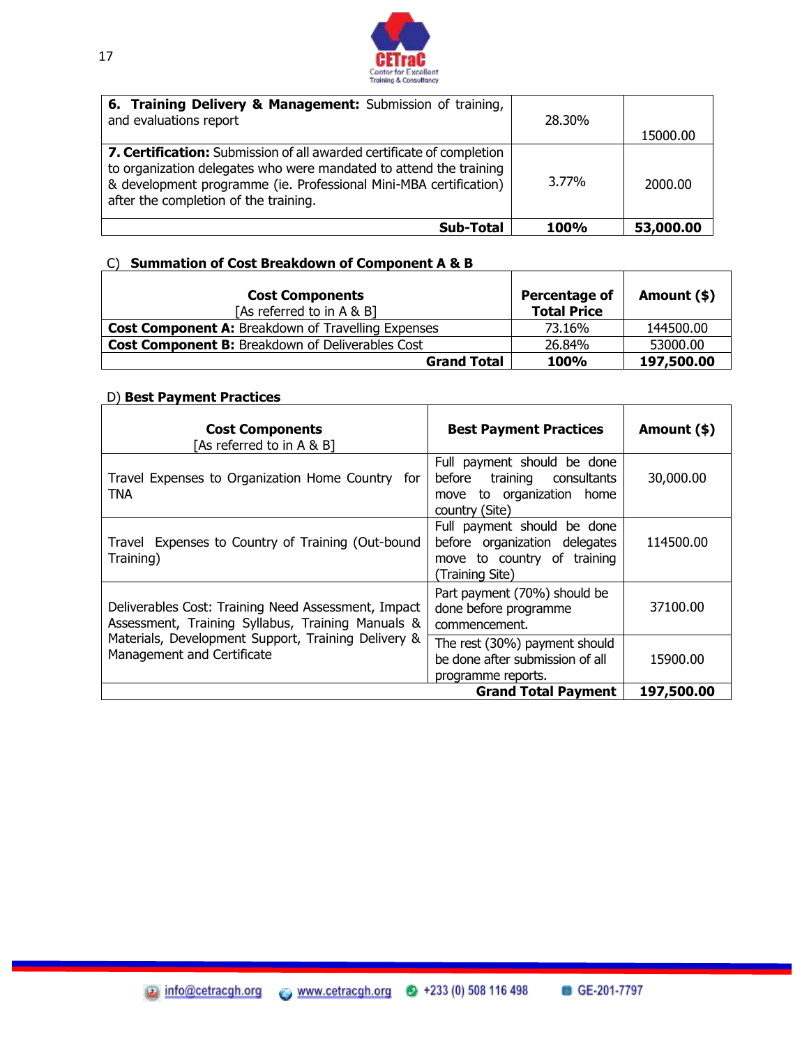| | | |
|---|---|---|
| **6. Training Delivery & Management:** Submission of training, and evaluations report | 28.30% | 15000.00 |
| **7. Certification:** Submission of all awarded certificate of completion to organization delegates who were mandated to attend the training & development programme (ie. Professional Mini-MBA certification) after the completion of the training. | 3.77% | 2000.00 |
| **Sub-Total** | **100%** | **53,000.00** |

C) **Summation of Cost Breakdown of Component A & B**

| **Cost Components** [As referred to in A & B] | **Percentage of Total Price** | **Amount ($)** |
|---|---|---|
| **Cost Component A:** Breakdown of Travelling Expenses | 73.16% | 144500.00 |
| **Cost Component B:** Breakdown of Deliverables Cost | 26.84% | 53000.00 |
| **Grand Total** | **100%** | **197,500.00** |

D) **Best Payment Practices**

| **Cost Components** [As referred to in A & B] | **Best Payment Practices** | **Amount ($)** |
|---|---|---|
| Travel Expenses to Organization Home Country for TNA | Full payment should be done before training consultants move to organization home country (Site) | 30,000.00 |
| Travel Expenses to Country of Training (Out-bound Training) | Full payment should be done before organization delegates move to country of training (Training Site) | 114500.00 |
| Deliverables Cost: Training Need Assessment, Impact Assessment, Training Syllabus, Training Manuals & Materials, Development Support, Training Delivery & Management and Certificate | Part payment (70%) should be done before programme commencement. | 37100.00 |
| | The rest (30%) payment should be done after submission of all programme reports. | 15900.00 |
| | **Grand Total Payment** | **197,500.00** |